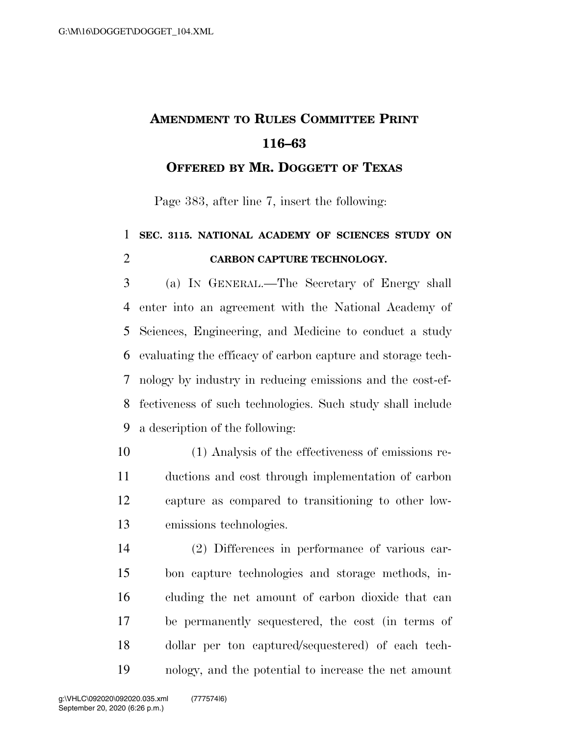# AMENDMENT TO RULES COMMITTEE PRINT 116–63

## OFFERED BY MR. DOGGETT OF TEXAS

Page 383, after line 7, insert the following:

**SEC. 3115. NATIONAL ACADEMY OF SCIENCES STUDY ON CARBON CAPTURE TECHNOLOGY.**

(a) IN GENERAL.—The Secretary of Energy shall enter into an agreement with the National Academy of Sciences, Engineering, and Medicine to conduct a study evaluating the efficacy of carbon capture and storage technology by industry in reducing emissions and the cost-effectiveness of such technologies. Such study shall include a description of the following:

(1) Analysis of the effectiveness of emissions reductions and cost through implementation of carbon capture as compared to transitioning to other low-emissions technologies.

(2) Differences in performance of various carbon capture technologies and storage methods, including the net amount of carbon dioxide that can be permanently sequestered, the cost (in terms of dollar per ton captured/sequestered) of each technology, and the potential to increase the net amount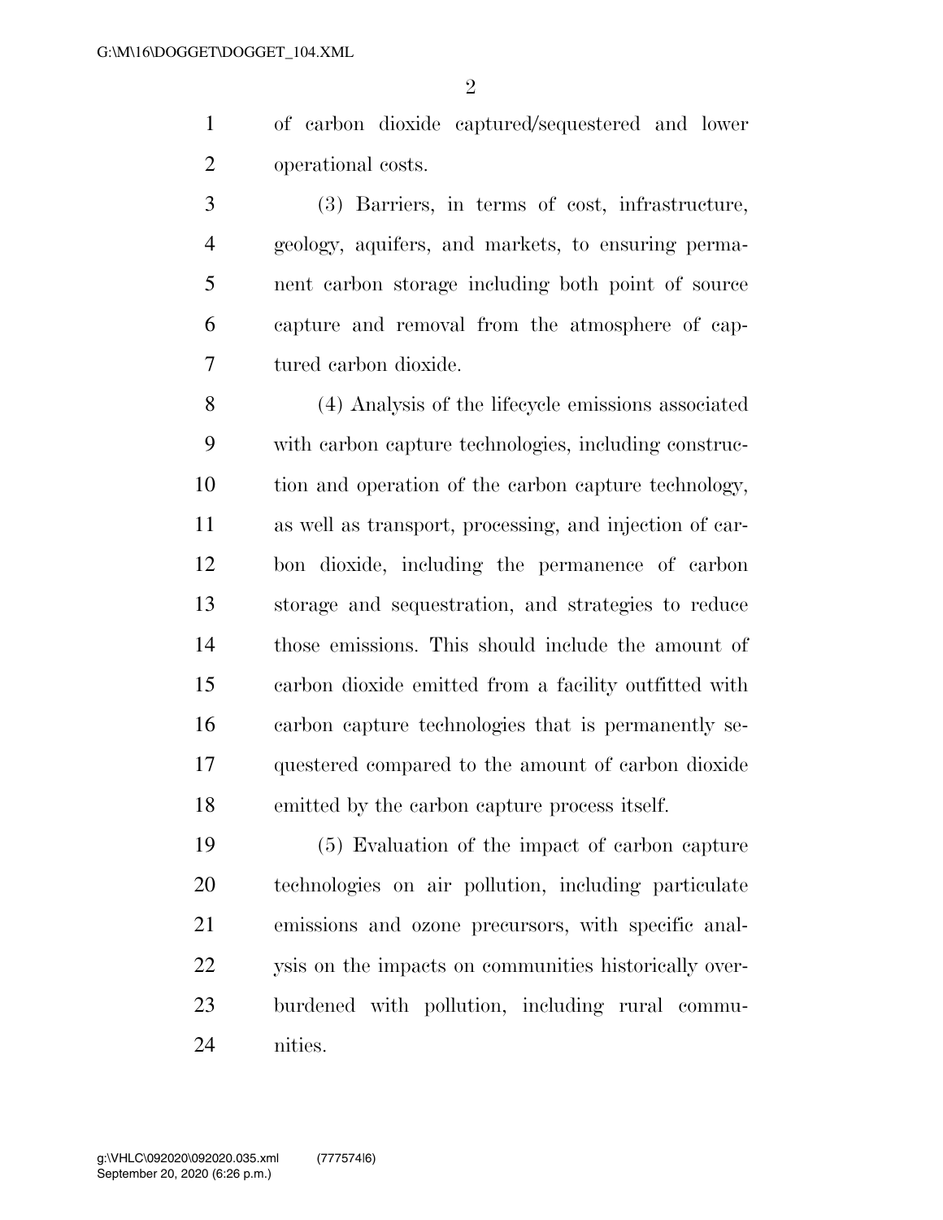of carbon dioxide captured/sequestered and lower operational costs.

(3) Barriers, in terms of cost, infrastructure, geology, aquifers, and markets, to ensuring permanent carbon storage including both point of source capture and removal from the atmosphere of captured carbon dioxide.

(4) Analysis of the lifecycle emissions associated with carbon capture technologies, including construction and operation of the carbon capture technology, as well as transport, processing, and injection of carbon dioxide, including the permanence of carbon storage and sequestration, and strategies to reduce those emissions. This should include the amount of carbon dioxide emitted from a facility outfitted with carbon capture technologies that is permanently sequestered compared to the amount of carbon dioxide emitted by the carbon capture process itself.

(5) Evaluation of the impact of carbon capture technologies on air pollution, including particulate emissions and ozone precursors, with specific analysis on the impacts on communities historically overburdened with pollution, including rural communities.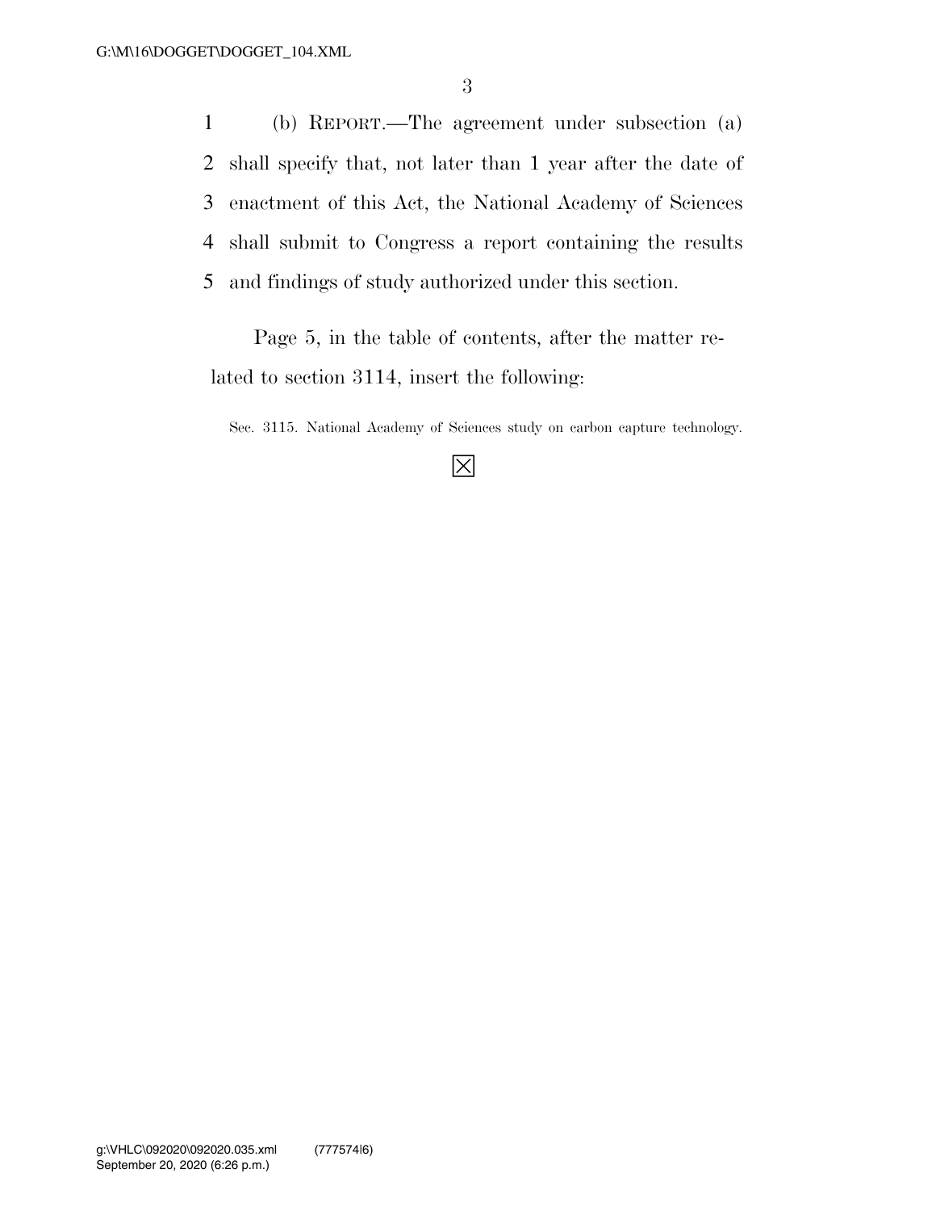(b) REPORT.—The agreement under subsection (a) shall specify that, not later than 1 year after the date of enactment of this Act, the National Academy of Sciences shall submit to Congress a report containing the results and findings of study authorized under this section.

Page 5, in the table of contents, after the matter related to section 3114, insert the following:

Sec. 3115. National Academy of Sciences study on carbon capture technology.